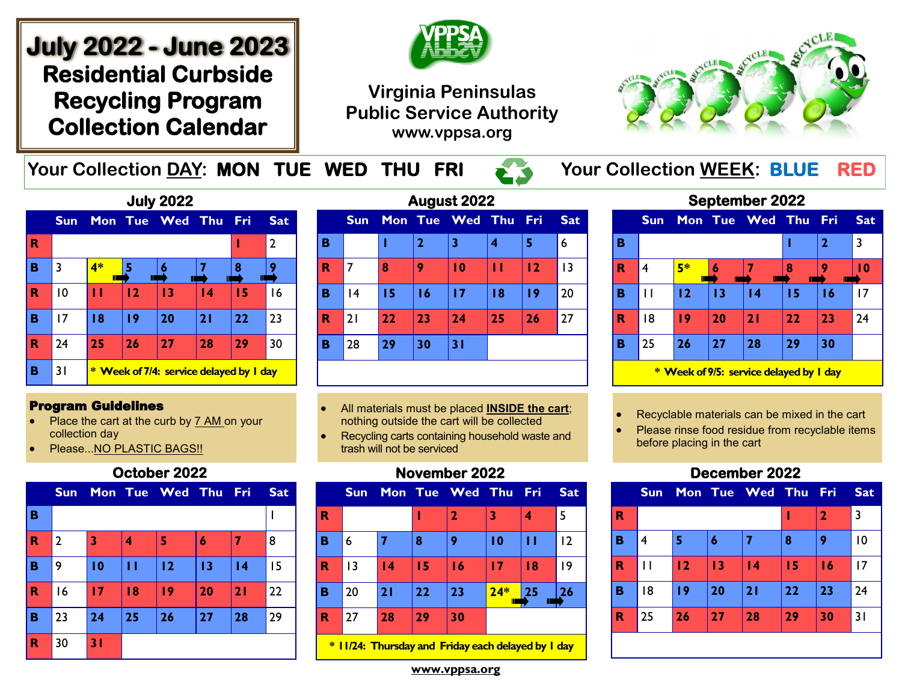# July 2022 - June 2023
## Residential Curbside Recycling Program Collection Calendar

**Virginia Peninsulas Public Service Authority**
**www.vppsa.org**

Your Collection DAY: **MON TUE WED THU FRI**

Your Collection WEEK: **BLUE RED**

### July 2022

| | Sun | Mon | Tue | Wed | Thu | Fri | Sat |
|---|---|---|---|---|---|---|---|
| R | | | | | | 1 | 2 |
| B | 3 | 4* | 5 | 6 | 7 | 8 | 9 |
| R | 10 | 11 | 12 | 13 | 14 | 15 | 16 |
| B | 17 | 18 | 19 | 20 | 21 | 22 | 23 |
| R | 24 | 25 | 26 | 27 | 28 | 29 | 30 |
| B | 31 | * Week of 7/4: service delayed by 1 day | | | | | |

### August 2022

| | Sun | Mon | Tue | Wed | Thu | Fri | Sat |
|---|---|---|---|---|---|---|---|
| B | | 1 | 2 | 3 | 4 | 5 | 6 |
| R | 7 | 8 | 9 | 10 | 11 | 12 | 13 |
| B | 14 | 15 | 16 | 17 | 18 | 19 | 20 |
| R | 21 | 22 | 23 | 24 | 25 | 26 | 27 |
| B | 28 | 29 | 30 | 31 | | | |

### September 2022

| | Sun | Mon | Tue | Wed | Thu | Fri | Sat |
|---|---|---|---|---|---|---|---|
| B | | | | | 1 | 2 | 3 |
| R | 4 | 5* | 6 | 7 | 8 | 9 | 10 |
| B | 11 | 12 | 13 | 14 | 15 | 16 | 17 |
| R | 18 | 19 | 20 | 21 | 22 | 23 | 24 |
| B | 25 | 26 | 27 | 28 | 29 | 30 | |

* Week of 9/5: service delayed by 1 day

**Program Guidelines**

- Place the cart at the curb by 7 AM on your collection day
- Please...NO PLASTIC BAGS!!
- All materials must be placed **INSIDE the cart**; nothing outside the cart will be collected
- Recycling carts containing household waste and trash will not be serviced
- Recyclable materials can be mixed in the cart
- Please rinse food residue from recyclable items before placing in the cart

### October 2022

| | Sun | Mon | Tue | Wed | Thu | Fri | Sat |
|---|---|---|---|---|---|---|---|
| B | | | | | | | 1 |
| R | 2 | 3 | 4 | 5 | 6 | 7 | 8 |
| B | 9 | 10 | 11 | 12 | 13 | 14 | 15 |
| R | 16 | 17 | 18 | 19 | 20 | 21 | 22 |
| B | 23 | 24 | 25 | 26 | 27 | 28 | 29 |
| R | 30 | 31 | | | | | |

### November 2022

| | Sun | Mon | Tue | Wed | Thu | Fri | Sat |
|---|---|---|---|---|---|---|---|
| R | | | 1 | 2 | 3 | 4 | 5 |
| B | 6 | 7 | 8 | 9 | 10 | 11 | 12 |
| R | 13 | 14 | 15 | 16 | 17 | 18 | 19 |
| B | 20 | 21 | 22 | 23 | 24* | 25 | 26 |
| R | 27 | 28 | 29 | 30 | | | |

* 11/24: Thursday and Friday each delayed by 1 day

### December 2022

| | Sun | Mon | Tue | Wed | Thu | Fri | Sat |
|---|---|---|---|---|---|---|---|
| R | | | | | 1 | 2 | 3 |
| B | 4 | 5 | 6 | 7 | 8 | 9 | 10 |
| R | 11 | 12 | 13 | 14 | 15 | 16 | 17 |
| B | 18 | 19 | 20 | 21 | 22 | 23 | 24 |
| R | 25 | 26 | 27 | 28 | 29 | 30 | 31 |

www.vppsa.org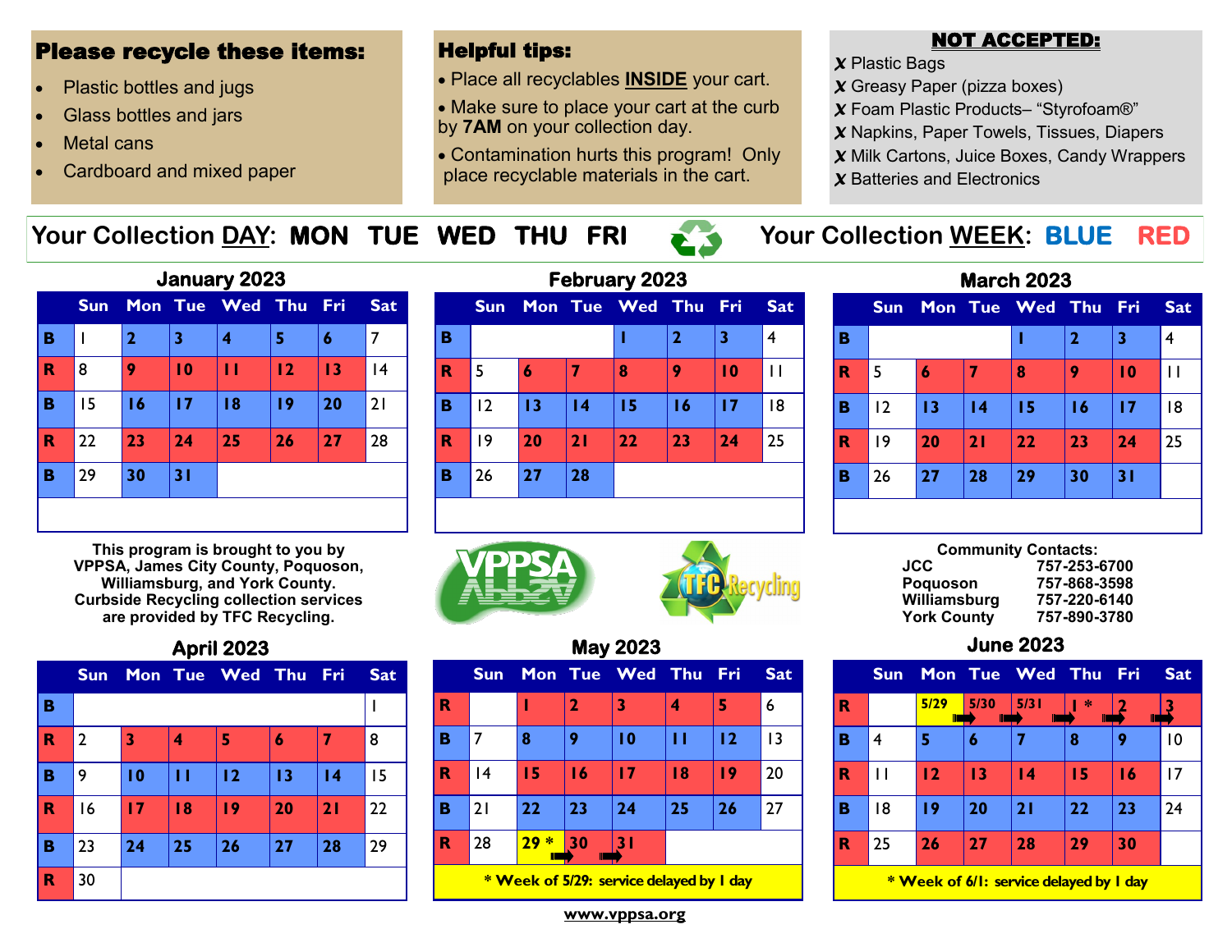## Please recycle these items:

- Plastic bottles and jugs
- Glass bottles and jars
- Metal cans
- Cardboard and mixed paper

## Helpful tips:

- Place all recyclables **INSIDE** your cart.
- Make sure to place your cart at the curb by **7AM** on your collection day.
- Contamination hurts this program! Only place recyclable materials in the cart.

## NOT ACCEPTED:

✗ Plastic Bags
✗ Greasy Paper (pizza boxes)
✗ Foam Plastic Products– "Styrofoam®"
✗ Napkins, Paper Towels, Tissues, Diapers
✗ Milk Cartons, Juice Boxes, Candy Wrappers
✗ Batteries and Electronics

**Your Collection DAY: MON TUE WED THU FRI**

**Your Collection WEEK: BLUE RED**

### January 2023

| | Sun | Mon | Tue | Wed | Thu | Fri | Sat |
|---|---|---|---|---|---|---|---|
| B | 1 | 2 | 3 | 4 | 5 | 6 | 7 |
| R | 8 | 9 | 10 | 11 | 12 | 13 | 14 |
| B | 15 | 16 | 17 | 18 | 19 | 20 | 21 |
| R | 22 | 23 | 24 | 25 | 26 | 27 | 28 |
| B | 29 | 30 | 31 | | | | |

### February 2023

| | Sun | Mon | Tue | Wed | Thu | Fri | Sat |
|---|---|---|---|---|---|---|---|
| B | | | | 1 | 2 | 3 | 4 |
| R | 5 | 6 | 7 | 8 | 9 | 10 | 11 |
| B | 12 | 13 | 14 | 15 | 16 | 17 | 18 |
| R | 19 | 20 | 21 | 22 | 23 | 24 | 25 |
| B | 26 | 27 | 28 | | | | |

### March 2023

| | Sun | Mon | Tue | Wed | Thu | Fri | Sat |
|---|---|---|---|---|---|---|---|
| B | | | | 1 | 2 | 3 | 4 |
| R | 5 | 6 | 7 | 8 | 9 | 10 | 11 |
| B | 12 | 13 | 14 | 15 | 16 | 17 | 18 |
| R | 19 | 20 | 21 | 22 | 23 | 24 | 25 |
| B | 26 | 27 | 28 | 29 | 30 | 31 | |

**This program is brought to you by VPPSA, James City County, Poquoson, Williamsburg, and York County. Curbside Recycling collection services are provided by TFC Recycling.**

VPPSA

TFC Recycling

**Community Contacts:**

| | |
|---|---|
| JCC | 757-253-6700 |
| Poquoson | 757-868-3598 |
| Williamsburg | 757-220-6140 |
| York County | 757-890-3780 |

### April 2023

| | Sun | Mon | Tue | Wed | Thu | Fri | Sat |
|---|---|---|---|---|---|---|---|
| B | | | | | | | 1 |
| R | 2 | 3 | 4 | 5 | 6 | 7 | 8 |
| B | 9 | 10 | 11 | 12 | 13 | 14 | 15 |
| R | 16 | 17 | 18 | 19 | 20 | 21 | 22 |
| B | 23 | 24 | 25 | 26 | 27 | 28 | 29 |
| R | 30 | | | | | | |

### May 2023

| | Sun | Mon | Tue | Wed | Thu | Fri | Sat |
|---|---|---|---|---|---|---|---|
| R | | 1 | 2 | 3 | 4 | 5 | 6 |
| B | 7 | 8 | 9 | 10 | 11 | 12 | 13 |
| R | 14 | 15 | 16 | 17 | 18 | 19 | 20 |
| B | 21 | 22 | 23 | 24 | 25 | 26 | 27 |
| R | 28 | 29 * ➡ | 30 ➡ | 31 ➡ | | | |

**\* Week of 5/29: service delayed by 1 day**

### June 2023

| | Sun | Mon | Tue | Wed | Thu | Fri | Sat |
|---|---|---|---|---|---|---|---|
| R | | 5/29 ➡ | 5/30 ➡ | 5/31 ➡ | 1 * ➡ | 2 ➡ | 3 |
| B | 4 | 5 | 6 | 7 | 8 | 9 | 10 |
| R | 11 | 12 | 13 | 14 | 15 | 16 | 17 |
| B | 18 | 19 | 20 | 21 | 22 | 23 | 24 |
| R | 25 | 26 | 27 | 28 | 29 | 30 | |

**\* Week of 6/1: service delayed by 1 day**

www.vppsa.org